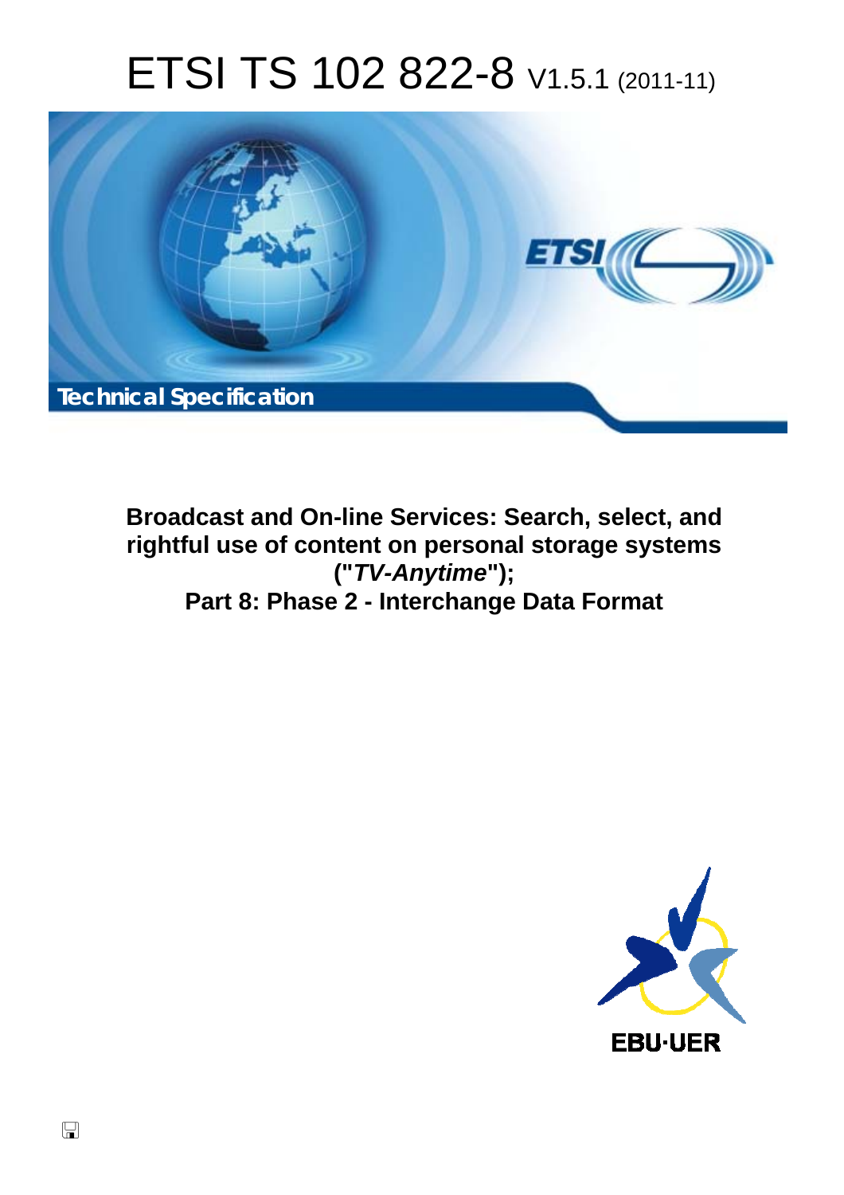# ETSI TS 102 822-8 V1.5.1 (2011-11)

Technical Specification

**Broadcast and On-line Services: Search, select, and rightful use of content on personal storage systems ("*TV-Anytime*"); Part 8: Phase 2 - Interchange Data Format**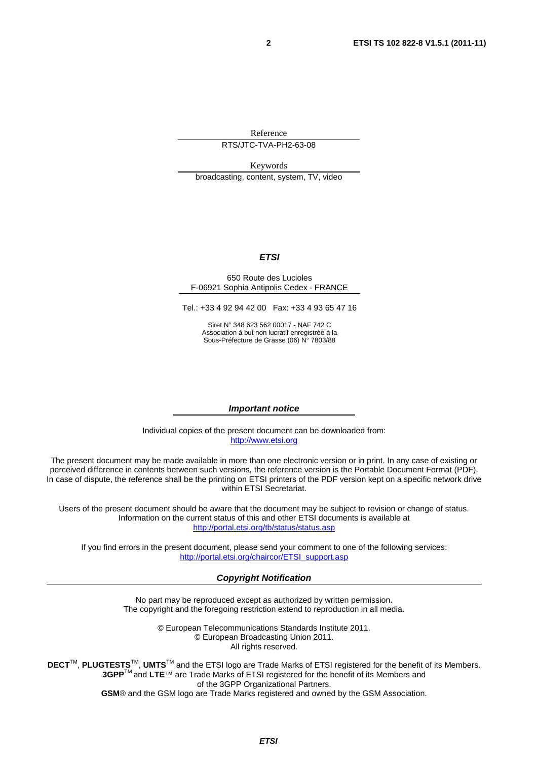Reference

RTS/JTC-TVA-PH2-63-08

Keywords

broadcasting, content, system, TV, video

***ETSI***

650 Route des Lucioles
F-06921 Sophia Antipolis Cedex - FRANCE

Tel.: +33 4 92 94 42 00 Fax: +33 4 93 65 47 16

Siret N° 348 623 562 00017 - NAF 742 C
Association à but non lucratif enregistrée à la
Sous-Préfecture de Grasse (06) N° 7803/88

***Important notice***

Individual copies of the present document can be downloaded from:
http://www.etsi.org

The present document may be made available in more than one electronic version or in print. In any case of existing or perceived difference in contents between such versions, the reference version is the Portable Document Format (PDF). In case of dispute, the reference shall be the printing on ETSI printers of the PDF version kept on a specific network drive within ETSI Secretariat.

Users of the present document should be aware that the document may be subject to revision or change of status. Information on the current status of this and other ETSI documents is available at
http://portal.etsi.org/tb/status/status.asp

If you find errors in the present document, please send your comment to one of the following services:
http://portal.etsi.org/chaircor/ETSI_support.asp

***Copyright Notification***

No part may be reproduced except as authorized by written permission.
The copyright and the foregoing restriction extend to reproduction in all media.

© European Telecommunications Standards Institute 2011.
© European Broadcasting Union 2011.
All rights reserved.

**DECT**™, **PLUGTESTS**™, **UMTS**™ and the ETSI logo are Trade Marks of ETSI registered for the benefit of its Members.
**3GPP**™ and **LTE**™ are Trade Marks of ETSI registered for the benefit of its Members and
of the 3GPP Organizational Partners.
**GSM**® and the GSM logo are Trade Marks registered and owned by the GSM Association.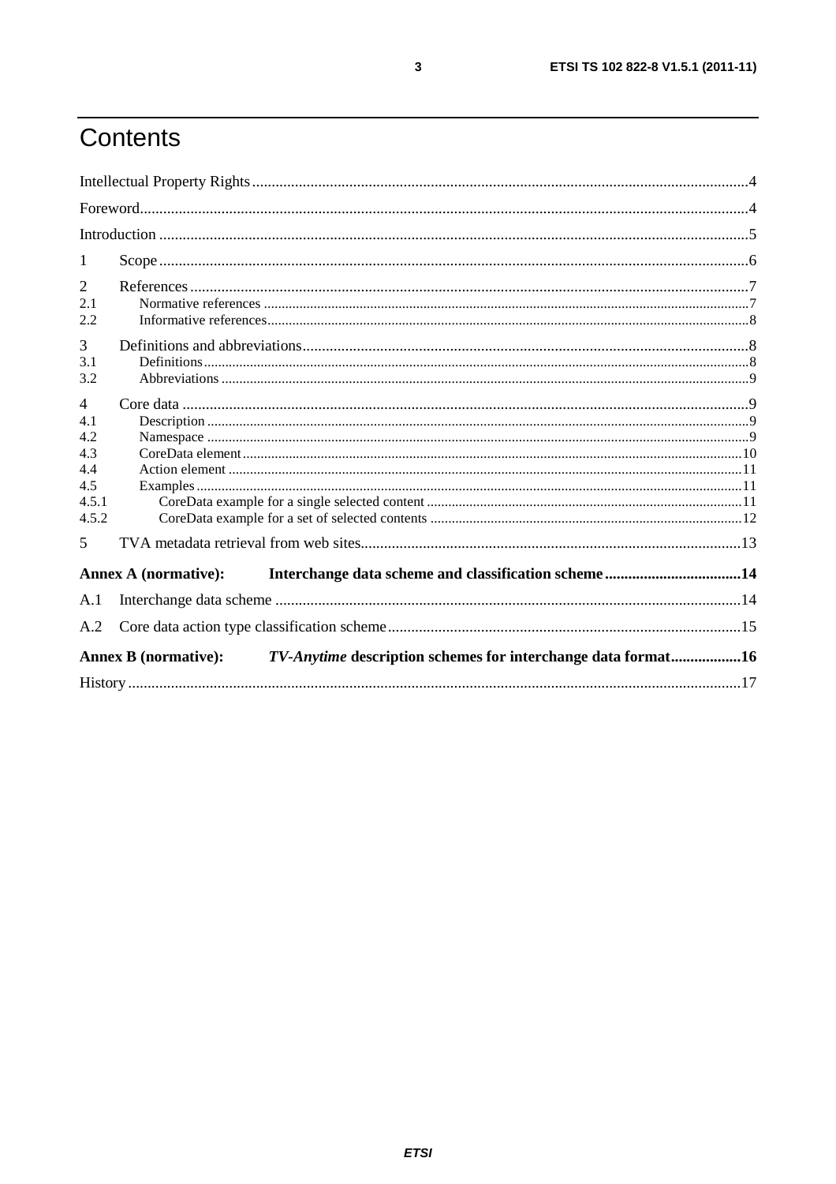# Contents

Intellectual Property Rights ....................................................................................................................4

Foreword ....................................................................................................................................................4

Introduction ..............................................................................................................................................5

1 Scope ......................................................................................................................................................6

2 References ..............................................................................................................................................7
- 2.1 Normative references ........................................................................................................................7
- 2.2 Informative references ......................................................................................................................8

3 Definitions and abbreviations ..................................................................................................................8
- 3.1 Definitions ........................................................................................................................................8
- 3.2 Abbreviations ...................................................................................................................................9

4 Core data .................................................................................................................................................9
- 4.1 Description .......................................................................................................................................9
- 4.2 Namespace .......................................................................................................................................9
- 4.3 CoreData element ..........................................................................................................................10
- 4.4 Action element ...............................................................................................................................11
- 4.5 Examples ........................................................................................................................................11
- 4.5.1 CoreData example for a single selected content ........................................................................11
- 4.5.2 CoreData example for a set of selected contents .......................................................................12

5 TVA metadata retrieval from web sites .................................................................................................13

**Annex A (normative): Interchange data scheme and classification scheme ..................................14**

A.1 Interchange data scheme .....................................................................................................................14

A.2 Core data action type classification scheme ........................................................................................15

**Annex B (normative): *TV-Anytime* description schemes for interchange data format ..................16**

History ......................................................................................................................................................17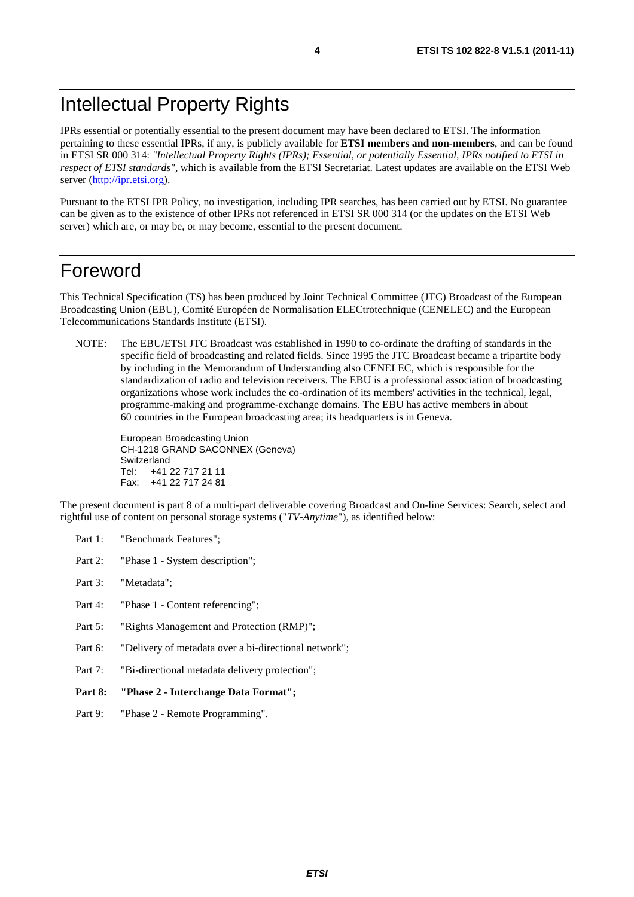# Intellectual Property Rights

IPRs essential or potentially essential to the present document may have been declared to ETSI. The information pertaining to these essential IPRs, if any, is publicly available for **ETSI members and non-members**, and can be found in ETSI SR 000 314: *"Intellectual Property Rights (IPRs); Essential, or potentially Essential, IPRs notified to ETSI in respect of ETSI standards"*, which is available from the ETSI Secretariat. Latest updates are available on the ETSI Web server (http://ipr.etsi.org).

Pursuant to the ETSI IPR Policy, no investigation, including IPR searches, has been carried out by ETSI. No guarantee can be given as to the existence of other IPRs not referenced in ETSI SR 000 314 (or the updates on the ETSI Web server) which are, or may be, or may become, essential to the present document.

# Foreword

This Technical Specification (TS) has been produced by Joint Technical Committee (JTC) Broadcast of the European Broadcasting Union (EBU), Comité Européen de Normalisation ELECtrotechnique (CENELEC) and the European Telecommunications Standards Institute (ETSI).

NOTE: The EBU/ETSI JTC Broadcast was established in 1990 to co-ordinate the drafting of standards in the specific field of broadcasting and related fields. Since 1995 the JTC Broadcast became a tripartite body by including in the Memorandum of Understanding also CENELEC, which is responsible for the standardization of radio and television receivers. The EBU is a professional association of broadcasting organizations whose work includes the co-ordination of its members' activities in the technical, legal, programme-making and programme-exchange domains. The EBU has active members in about 60 countries in the European broadcasting area; its headquarters is in Geneva.

European Broadcasting Union
CH-1218 GRAND SACONNEX (Geneva)
Switzerland
Tel: +41 22 717 21 11
Fax: +41 22 717 24 81

The present document is part 8 of a multi-part deliverable covering Broadcast and On-line Services: Search, select and rightful use of content on personal storage systems ("*TV-Anytime*"), as identified below:

Part 1: "Benchmark Features";

Part 2: "Phase 1 - System description";

Part 3: "Metadata";

Part 4: "Phase 1 - Content referencing";

Part 5: "Rights Management and Protection (RMP)";

Part 6: "Delivery of metadata over a bi-directional network";

Part 7: "Bi-directional metadata delivery protection";

**Part 8: "Phase 2 - Interchange Data Format";**

Part 9: "Phase 2 - Remote Programming".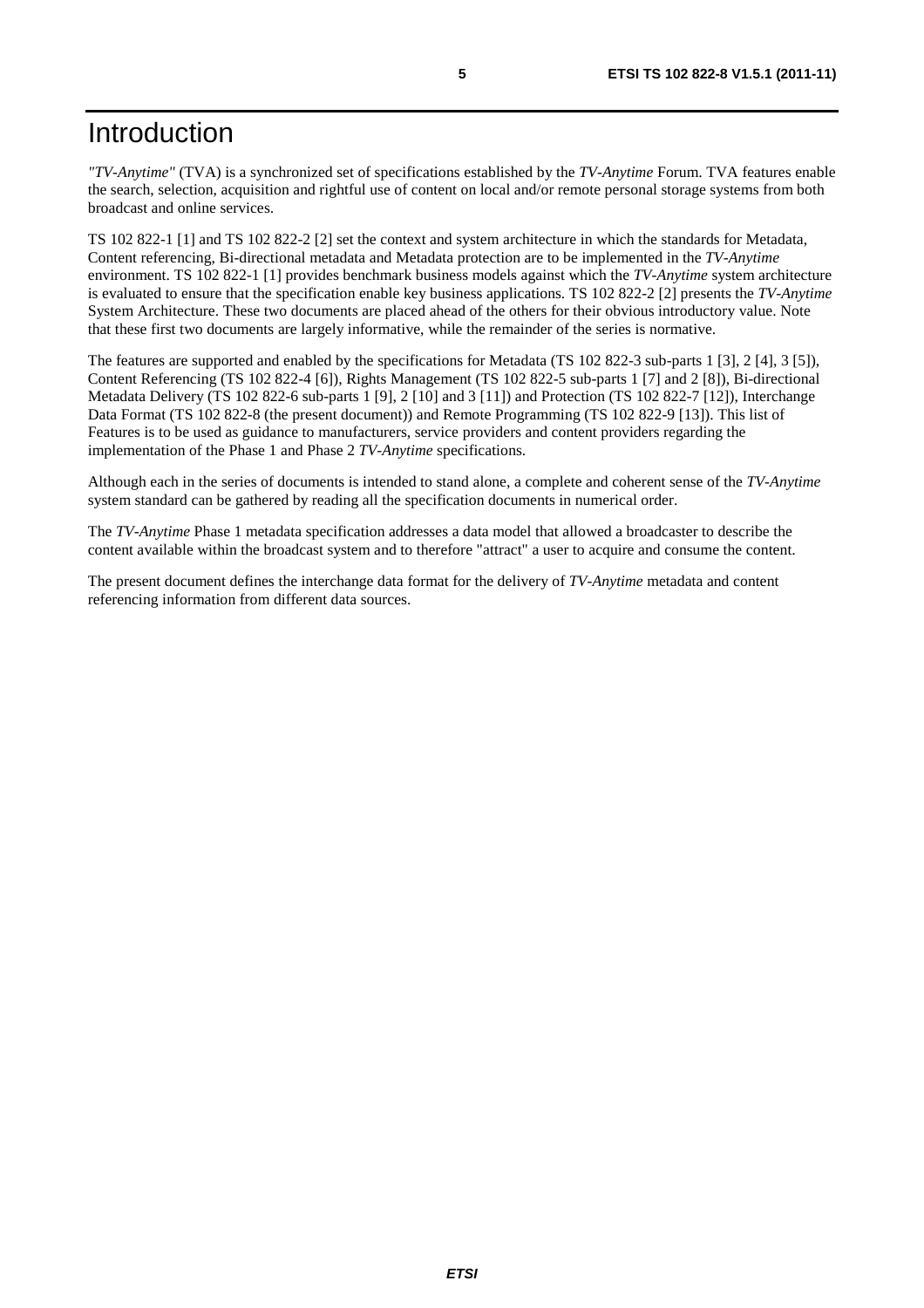# Introduction

*"TV-Anytime"* (TVA) is a synchronized set of specifications established by the *TV-Anytime* Forum. TVA features enable the search, selection, acquisition and rightful use of content on local and/or remote personal storage systems from both broadcast and online services.

TS 102 822-1 [1] and TS 102 822-2 [2] set the context and system architecture in which the standards for Metadata, Content referencing, Bi-directional metadata and Metadata protection are to be implemented in the *TV-Anytime* environment. TS 102 822-1 [1] provides benchmark business models against which the *TV-Anytime* system architecture is evaluated to ensure that the specification enable key business applications. TS 102 822-2 [2] presents the *TV-Anytime* System Architecture. These two documents are placed ahead of the others for their obvious introductory value. Note that these first two documents are largely informative, while the remainder of the series is normative.

The features are supported and enabled by the specifications for Metadata (TS 102 822-3 sub-parts 1 [3], 2 [4], 3 [5]), Content Referencing (TS 102 822-4 [6]), Rights Management (TS 102 822-5 sub-parts 1 [7] and 2 [8]), Bi-directional Metadata Delivery (TS 102 822-6 sub-parts 1 [9], 2 [10] and 3 [11]) and Protection (TS 102 822-7 [12]), Interchange Data Format (TS 102 822-8 (the present document)) and Remote Programming (TS 102 822-9 [13]). This list of Features is to be used as guidance to manufacturers, service providers and content providers regarding the implementation of the Phase 1 and Phase 2 *TV-Anytime* specifications.

Although each in the series of documents is intended to stand alone, a complete and coherent sense of the *TV-Anytime* system standard can be gathered by reading all the specification documents in numerical order.

The *TV-Anytime* Phase 1 metadata specification addresses a data model that allowed a broadcaster to describe the content available within the broadcast system and to therefore "attract" a user to acquire and consume the content.

The present document defines the interchange data format for the delivery of *TV-Anytime* metadata and content referencing information from different data sources.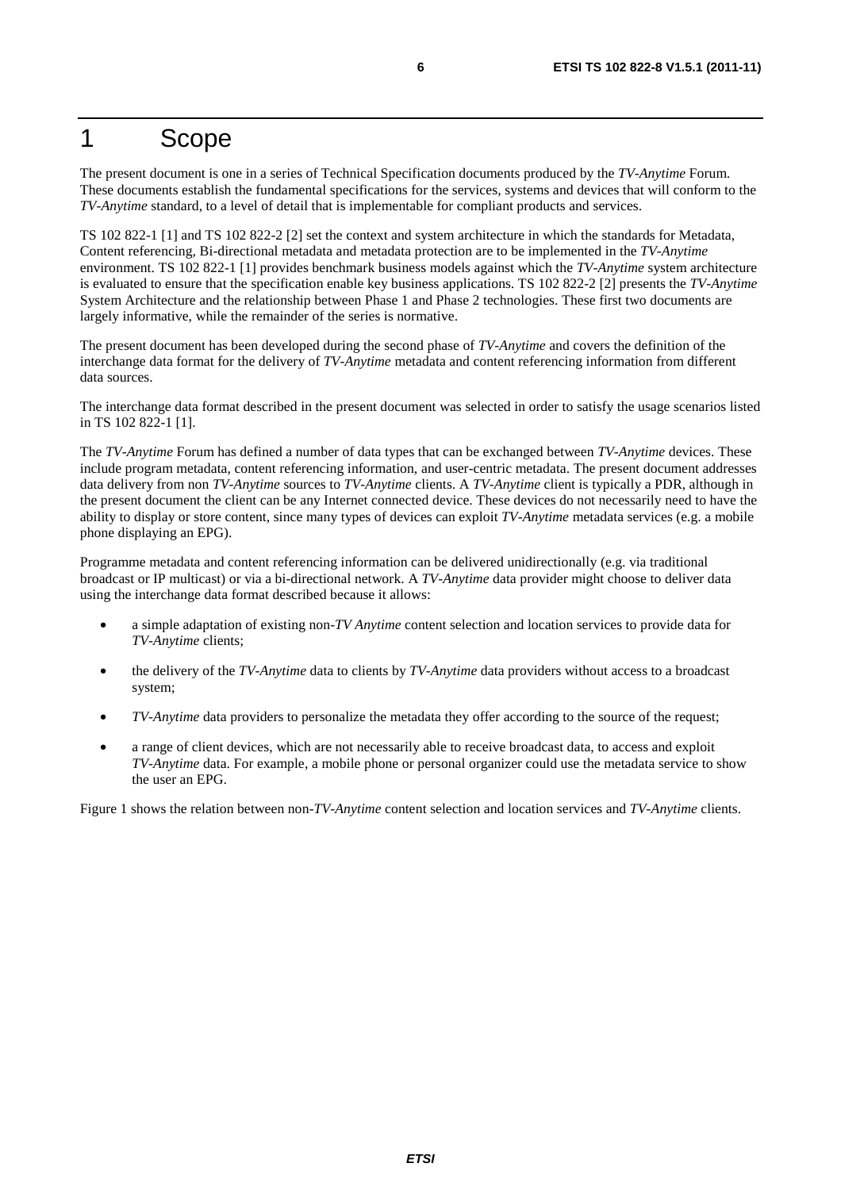# 1 Scope

The present document is one in a series of Technical Specification documents produced by the *TV-Anytime* Forum. These documents establish the fundamental specifications for the services, systems and devices that will conform to the *TV-Anytime* standard, to a level of detail that is implementable for compliant products and services.

TS 102 822-1 [1] and TS 102 822-2 [2] set the context and system architecture in which the standards for Metadata, Content referencing, Bi-directional metadata and metadata protection are to be implemented in the *TV-Anytime* environment. TS 102 822-1 [1] provides benchmark business models against which the *TV-Anytime* system architecture is evaluated to ensure that the specification enable key business applications. TS 102 822-2 [2] presents the *TV-Anytime* System Architecture and the relationship between Phase 1 and Phase 2 technologies. These first two documents are largely informative, while the remainder of the series is normative.

The present document has been developed during the second phase of *TV-Anytime* and covers the definition of the interchange data format for the delivery of *TV-Anytime* metadata and content referencing information from different data sources.

The interchange data format described in the present document was selected in order to satisfy the usage scenarios listed in TS 102 822-1 [1].

The *TV-Anytime* Forum has defined a number of data types that can be exchanged between *TV-Anytime* devices. These include program metadata, content referencing information, and user-centric metadata. The present document addresses data delivery from non *TV-Anytime* sources to *TV-Anytime* clients. A *TV-Anytime* client is typically a PDR, although in the present document the client can be any Internet connected device. These devices do not necessarily need to have the ability to display or store content, since many types of devices can exploit *TV-Anytime* metadata services (e.g. a mobile phone displaying an EPG).

Programme metadata and content referencing information can be delivered unidirectionally (e.g. via traditional broadcast or IP multicast) or via a bi-directional network. A *TV-Anytime* data provider might choose to deliver data using the interchange data format described because it allows:

- a simple adaptation of existing non-*TV Anytime* content selection and location services to provide data for *TV-Anytime* clients;
- the delivery of the *TV-Anytime* data to clients by *TV-Anytime* data providers without access to a broadcast system;
- *TV-Anytime* data providers to personalize the metadata they offer according to the source of the request;
- a range of client devices, which are not necessarily able to receive broadcast data, to access and exploit *TV-Anytime* data. For example, a mobile phone or personal organizer could use the metadata service to show the user an EPG.

Figure 1 shows the relation between non-*TV-Anytime* content selection and location services and *TV-Anytime* clients.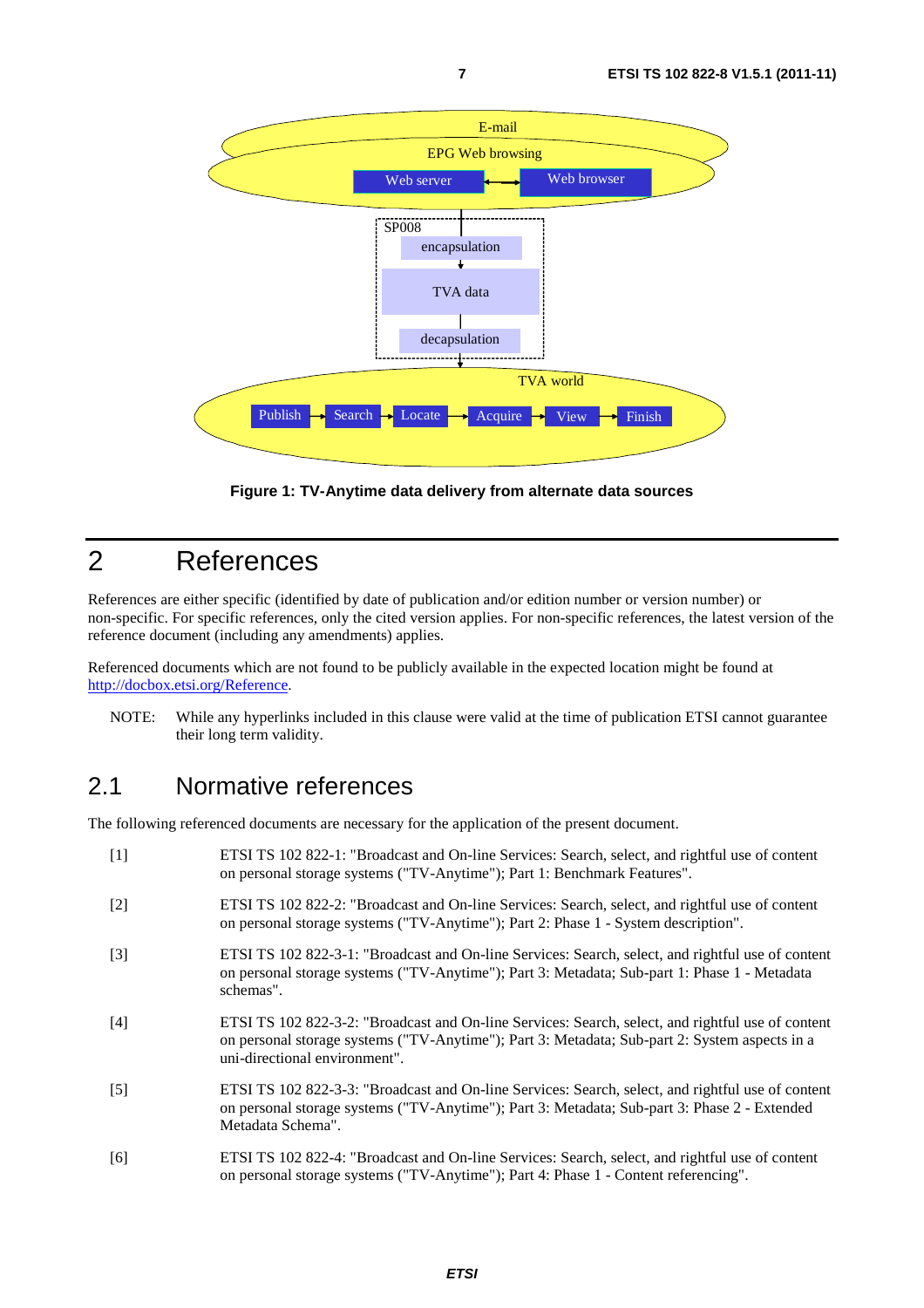Figure 1: TV-Anytime data delivery from alternate data sources

# 2 References

References are either specific (identified by date of publication and/or edition number or version number) or non-specific. For specific references, only the cited version applies. For non-specific references, the latest version of the reference document (including any amendments) applies.

Referenced documents which are not found to be publicly available in the expected location might be found at http://docbox.etsi.org/Reference.

NOTE: While any hyperlinks included in this clause were valid at the time of publication ETSI cannot guarantee their long term validity.

## 2.1 Normative references

The following referenced documents are necessary for the application of the present document.

[1] ETSI TS 102 822-1: "Broadcast and On-line Services: Search, select, and rightful use of content on personal storage systems ("TV-Anytime"); Part 1: Benchmark Features".

[2] ETSI TS 102 822-2: "Broadcast and On-line Services: Search, select, and rightful use of content on personal storage systems ("TV-Anytime"); Part 2: Phase 1 - System description".

[3] ETSI TS 102 822-3-1: "Broadcast and On-line Services: Search, select, and rightful use of content on personal storage systems ("TV-Anytime"); Part 3: Metadata; Sub-part 1: Phase 1 - Metadata schemas".

[4] ETSI TS 102 822-3-2: "Broadcast and On-line Services: Search, select, and rightful use of content on personal storage systems ("TV-Anytime"); Part 3: Metadata; Sub-part 2: System aspects in a uni-directional environment".

[5] ETSI TS 102 822-3-3: "Broadcast and On-line Services: Search, select, and rightful use of content on personal storage systems ("TV-Anytime"); Part 3: Metadata; Sub-part 3: Phase 2 - Extended Metadata Schema".

[6] ETSI TS 102 822-4: "Broadcast and On-line Services: Search, select, and rightful use of content on personal storage systems ("TV-Anytime"); Part 4: Phase 1 - Content referencing".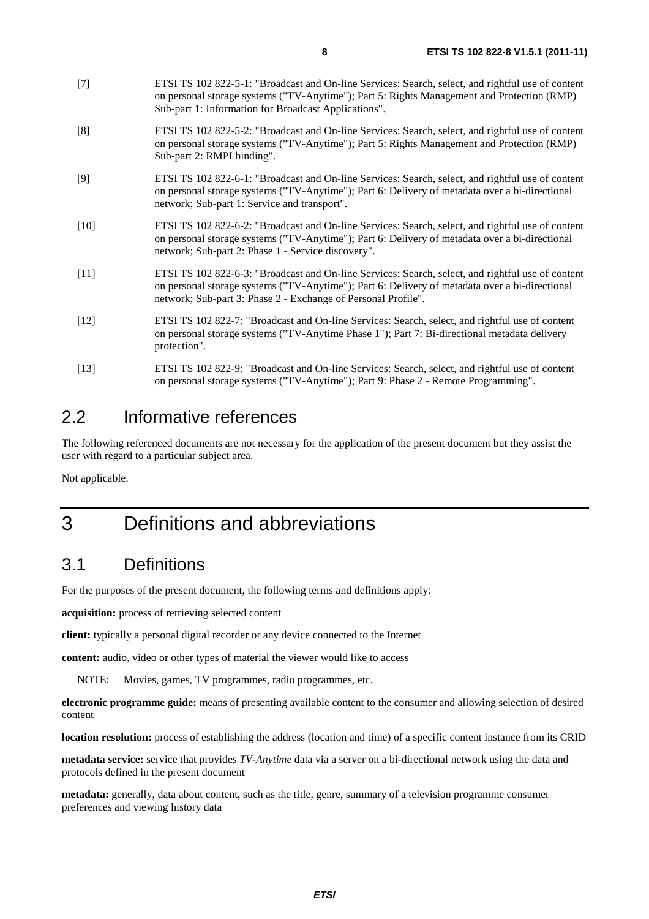[7] ETSI TS 102 822-5-1: "Broadcast and On-line Services: Search, select, and rightful use of content on personal storage systems ("TV-Anytime"); Part 5: Rights Management and Protection (RMP) Sub-part 1: Information for Broadcast Applications".

[8] ETSI TS 102 822-5-2: "Broadcast and On-line Services: Search, select, and rightful use of content on personal storage systems ("TV-Anytime"); Part 5: Rights Management and Protection (RMP) Sub-part 2: RMPI binding".

[9] ETSI TS 102 822-6-1: "Broadcast and On-line Services: Search, select, and rightful use of content on personal storage systems ("TV-Anytime"); Part 6: Delivery of metadata over a bi-directional network; Sub-part 1: Service and transport".

[10] ETSI TS 102 822-6-2: "Broadcast and On-line Services: Search, select, and rightful use of content on personal storage systems ("TV-Anytime"); Part 6: Delivery of metadata over a bi-directional network; Sub-part 2: Phase 1 - Service discovery".

[11] ETSI TS 102 822-6-3: "Broadcast and On-line Services: Search, select, and rightful use of content on personal storage systems ("TV-Anytime"); Part 6: Delivery of metadata over a bi-directional network; Sub-part 3: Phase 2 - Exchange of Personal Profile".

[12] ETSI TS 102 822-7: "Broadcast and On-line Services: Search, select, and rightful use of content on personal storage systems ("TV-Anytime Phase 1"); Part 7: Bi-directional metadata delivery protection".

[13] ETSI TS 102 822-9: "Broadcast and On-line Services: Search, select, and rightful use of content on personal storage systems ("TV-Anytime"); Part 9: Phase 2 - Remote Programming".

## 2.2 Informative references

The following referenced documents are not necessary for the application of the present document but they assist the user with regard to a particular subject area.

Not applicable.

# 3 Definitions and abbreviations

## 3.1 Definitions

For the purposes of the present document, the following terms and definitions apply:

**acquisition:** process of retrieving selected content

**client:** typically a personal digital recorder or any device connected to the Internet

**content:** audio, video or other types of material the viewer would like to access

NOTE: Movies, games, TV programmes, radio programmes, etc.

**electronic programme guide:** means of presenting available content to the consumer and allowing selection of desired content

**location resolution:** process of establishing the address (location and time) of a specific content instance from its CRID

**metadata service:** service that provides *TV-Anytime* data via a server on a bi-directional network using the data and protocols defined in the present document

**metadata:** generally, data about content, such as the title, genre, summary of a television programme consumer preferences and viewing history data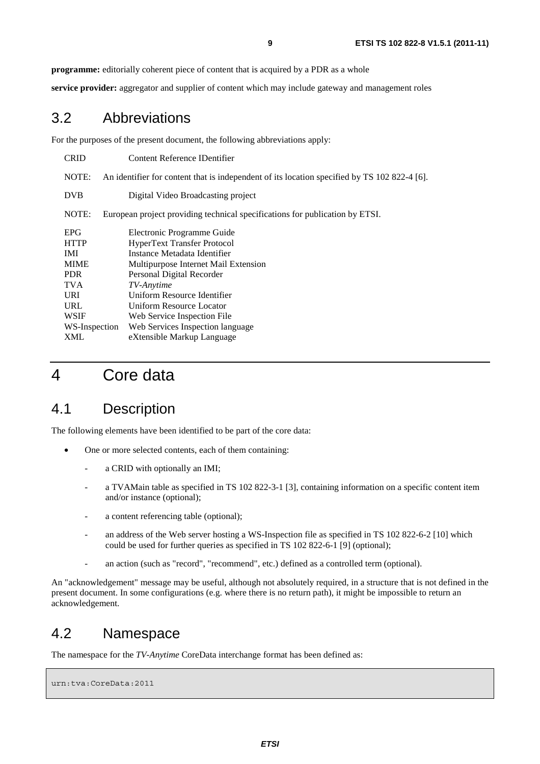**programme:** editorially coherent piece of content that is acquired by a PDR as a whole

**service provider:** aggregator and supplier of content which may include gateway and management roles

## 3.2 Abbreviations

For the purposes of the present document, the following abbreviations apply:

CRID Content Reference IDentifier

NOTE: An identifier for content that is independent of its location specified by TS 102 822-4 [6].

DVB Digital Video Broadcasting project

NOTE: European project providing technical specifications for publication by ETSI.

| | |
|---|---|
| EPG | Electronic Programme Guide |
| HTTP | HyperText Transfer Protocol |
| IMI | Instance Metadata Identifier |
| MIME | Multipurpose Internet Mail Extension |
| PDR | Personal Digital Recorder |
| TVA | *TV-Anytime* |
| URI | Uniform Resource Identifier |
| URL | Uniform Resource Locator |
| WSIF | Web Service Inspection File |
| WS-Inspection | Web Services Inspection language |
| XML | eXtensible Markup Language |

# 4 Core data

## 4.1 Description

The following elements have been identified to be part of the core data:

- One or more selected contents, each of them containing:
  - a CRID with optionally an IMI;
  - a TVAMain table as specified in TS 102 822-3-1 [3], containing information on a specific content item and/or instance (optional);
  - a content referencing table (optional);
  - an address of the Web server hosting a WS-Inspection file as specified in TS 102 822-6-2 [10] which could be used for further queries as specified in TS 102 822-6-1 [9] (optional);
  - an action (such as "record", "recommend", etc.) defined as a controlled term (optional).

An "acknowledgement" message may be useful, although not absolutely required, in a structure that is not defined in the present document. In some configurations (e.g. where there is no return path), it might be impossible to return an acknowledgement.

## 4.2 Namespace

The namespace for the *TV-Anytime* CoreData interchange format has been defined as:

```
urn:tva:CoreData:2011
```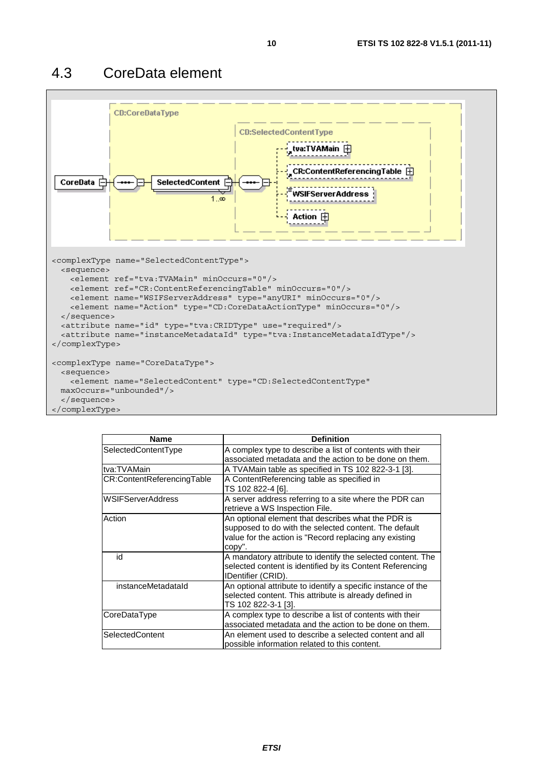## 4.3 CoreData element

```
<complexType name="SelectedContentType">
  <sequence>
    <element ref="tva:TVAMain" minOccurs="0"/>
    <element ref="CR:ContentReferencingTable" minOccurs="0"/>
    <element name="WSIFServerAddress" type="anyURI" minOccurs="0"/>
    <element name="Action" type="CD:CoreDataActionType" minOccurs="0"/>
  </sequence>
  <attribute name="id" type="tva:CRIDType" use="required"/>
  <attribute name="instanceMetadataId" type="tva:InstanceMetadataIdType"/>
</complexType>

<complexType name="CoreDataType">
  <sequence>
    <element name="SelectedContent" type="CD:SelectedContentType"
  maxOccurs="unbounded"/>
  </sequence>
</complexType>
```

| Name | Definition |
|---|---|
| SelectedContentType | A complex type to describe a list of contents with their associated metadata and the action to be done on them. |
| tva:TVAMain | A TVAMain table as specified in TS 102 822-3-1 [3]. |
| CR:ContentReferencingTable | A ContentReferencing table as specified in TS 102 822-4 [6]. |
| WSIFServerAddress | A server address referring to a site where the PDR can retrieve a WS Inspection File. |
| Action | An optional element that describes what the PDR is supposed to do with the selected content. The default value for the action is "Record replacing any existing copy". |
| id | A mandatory attribute to identify the selected content. The selected content is identified by its Content Referencing IDentifier (CRID). |
| instanceMetadataId | An optional attribute to identify a specific instance of the selected content. This attribute is already defined in TS 102 822-3-1 [3]. |
| CoreDataType | A complex type to describe a list of contents with their associated metadata and the action to be done on them. |
| SelectedContent | An element used to describe a selected content and all possible information related to this content. |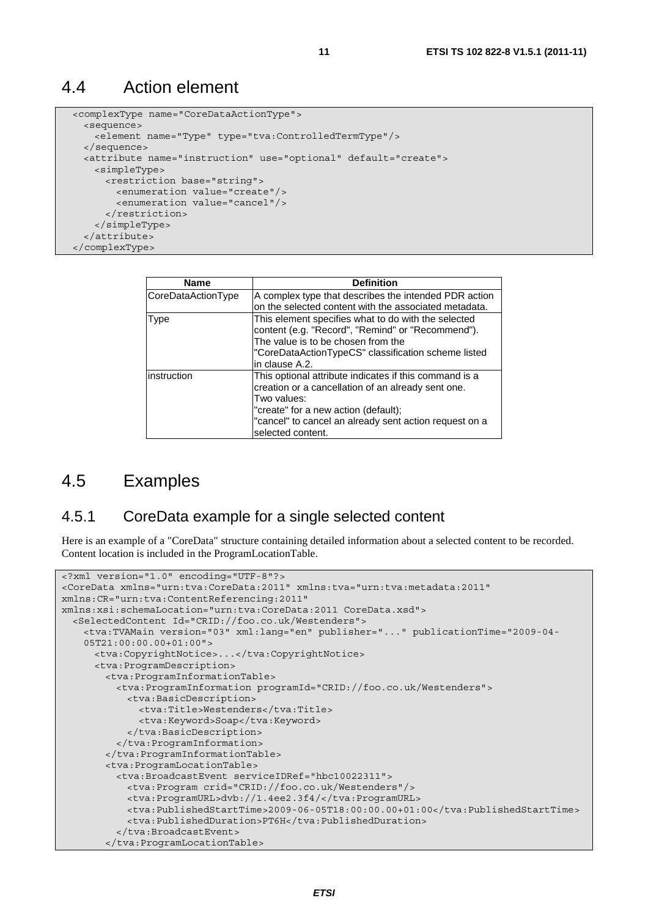## 4.4 Action element

```
<complexType name="CoreDataActionType">
  <sequence>
    <element name="Type" type="tva:ControlledTermType"/>
  </sequence>
  <attribute name="instruction" use="optional" default="create">
    <simpleType>
      <restriction base="string">
        <enumeration value="create"/>
        <enumeration value="cancel"/>
      </restriction>
    </simpleType>
  </attribute>
</complexType>
```

| Name | Definition |
|---|---|
| CoreDataActionType | A complex type that describes the intended PDR action on the selected content with the associated metadata. |
| Type | This element specifies what to do with the selected content (e.g. "Record", "Remind" or "Recommend"). The value is to be chosen from the "CoreDataActionTypeCS" classification scheme listed in clause A.2. |
| instruction | This optional attribute indicates if this command is a creation or a cancellation of an already sent one.<br>Two values:<br>"create" for a new action (default);<br>"cancel" to cancel an already sent action request on a selected content. |

## 4.5 Examples

### 4.5.1 CoreData example for a single selected content

Here is an example of a "CoreData" structure containing detailed information about a selected content to be recorded. Content location is included in the ProgramLocationTable.

```
<?xml version="1.0" encoding="UTF-8"?>
<CoreData xmlns="urn:tva:CoreData:2011" xmlns:tva="urn:tva:metadata:2011"
xmlns:CR="urn:tva:ContentReferencing:2011"
xmlns:xsi:schemaLocation="urn:tva:CoreData:2011 CoreData.xsd">
  <SelectedContent Id="CRID://foo.co.uk/Westenders">
    <tva:TVAMain version="03" xml:lang="en" publisher="..." publicationTime="2009-04-
    05T21:00:00.00+01:00">
      <tva:CopyrightNotice>...</tva:CopyrightNotice>
      <tva:ProgramDescription>
        <tva:ProgramInformationTable>
          <tva:ProgramInformation programId="CRID://foo.co.uk/Westenders">
            <tva:BasicDescription>
              <tva:Title>Westenders</tva:Title>
              <tva:Keyword>Soap</tva:Keyword>
            </tva:BasicDescription>
          </tva:ProgramInformation>
        </tva:ProgramInformationTable>
        <tva:ProgramLocationTable>
          <tva:BroadcastEvent serviceIDRef="hbc10022311">
            <tva:Program crid="CRID://foo.co.uk/Westenders"/>
            <tva:ProgramURL>dvb://1.4ee2.3f4/</tva:ProgramURL>
            <tva:PublishedStartTime>2009-06-05T18:00:00.00+01:00</tva:PublishedStartTime>
            <tva:PublishedDuration>PT6H</tva:PublishedDuration>
          </tva:BroadcastEvent>
        </tva:ProgramLocationTable>
```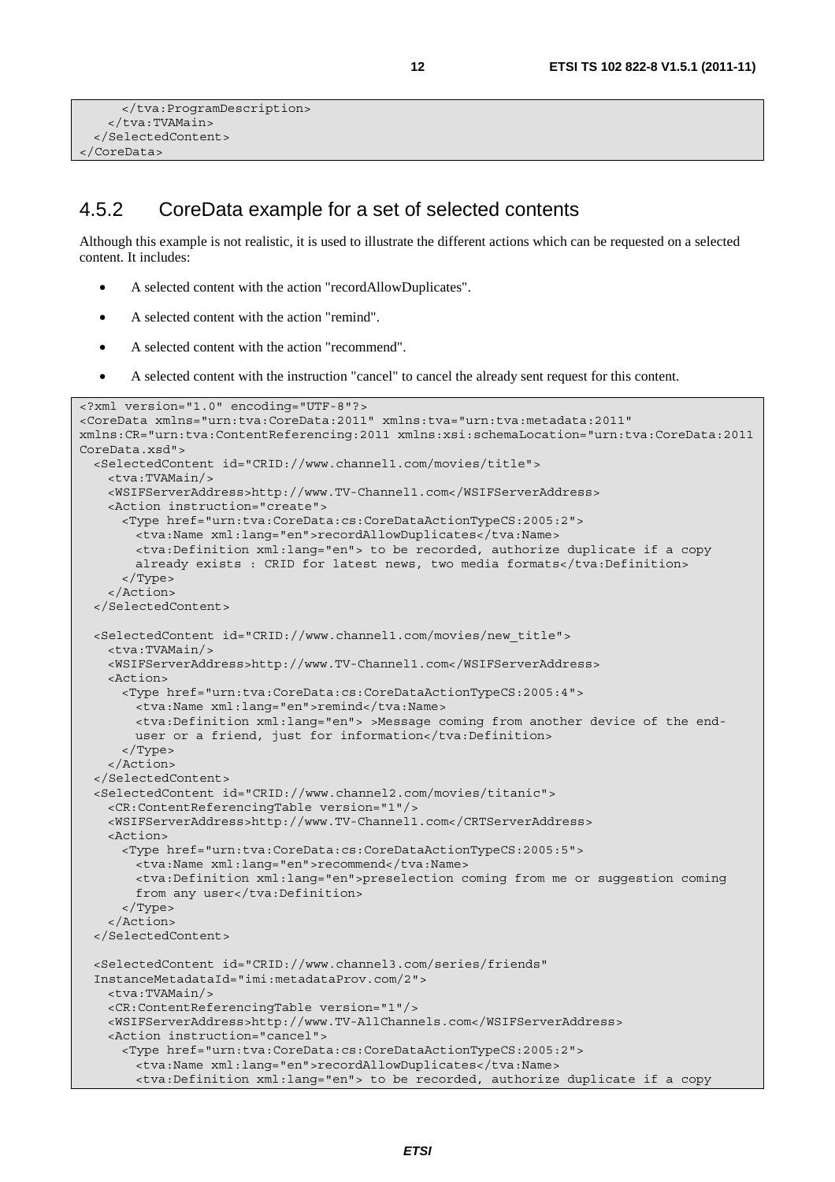```
      </tva:ProgramDescription>
    </tva:TVAMain>
  </SelectedContent>
</CoreData>
```

## 4.5.2 CoreData example for a set of selected contents

Although this example is not realistic, it is used to illustrate the different actions which can be requested on a selected content. It includes:

- A selected content with the action "recordAllowDuplicates".
- A selected content with the action "remind".
- A selected content with the action "recommend".
- A selected content with the instruction "cancel" to cancel the already sent request for this content.

```
<?xml version="1.0" encoding="UTF-8"?>
<CoreData xmlns="urn:tva:CoreData:2011" xmlns:tva="urn:tva:metadata:2011"
xmlns:CR="urn:tva:ContentReferencing:2011 xmlns:xsi:schemaLocation="urn:tva:CoreData:2011
CoreData.xsd">
  <SelectedContent id="CRID://www.channel1.com/movies/title">
    <tva:TVAMain/>
    <WSIFServerAddress>http://www.TV-Channel1.com</WSIFServerAddress>
    <Action instruction="create">
      <Type href="urn:tva:CoreData:cs:CoreDataActionTypeCS:2005:2">
        <tva:Name xml:lang="en">recordAllowDuplicates</tva:Name>
        <tva:Definition xml:lang="en"> to be recorded, authorize duplicate if a copy
        already exists : CRID for latest news, two media formats</tva:Definition>
      </Type>
    </Action>
  </SelectedContent>

  <SelectedContent id="CRID://www.channel1.com/movies/new_title">
    <tva:TVAMain/>
    <WSIFServerAddress>http://www.TV-Channel1.com</WSIFServerAddress>
    <Action>
      <Type href="urn:tva:CoreData:cs:CoreDataActionTypeCS:2005:4">
        <tva:Name xml:lang="en">remind</tva:Name>
        <tva:Definition xml:lang="en"> >Message coming from another device of the end-
        user or a friend, just for information</tva:Definition>
      </Type>
    </Action>
  </SelectedContent>
  <SelectedContent id="CRID://www.channel2.com/movies/titanic">
    <CR:ContentReferencingTable version="1"/>
    <WSIFServerAddress>http://www.TV-Channel1.com</CRTServerAddress>
    <Action>
      <Type href="urn:tva:CoreData:cs:CoreDataActionTypeCS:2005:5">
        <tva:Name xml:lang="en">recommend</tva:Name>
        <tva:Definition xml:lang="en">preselection coming from me or suggestion coming
        from any user</tva:Definition>
      </Type>
    </Action>
  </SelectedContent>

  <SelectedContent id="CRID://www.channel3.com/series/friends"
  InstanceMetadataId="imi:metadataProv.com/2">
    <tva:TVAMain/>
    <CR:ContentReferencingTable version="1"/>
    <WSIFServerAddress>http://www.TV-AllChannels.com</WSIFServerAddress>
    <Action instruction="cancel">
      <Type href="urn:tva:CoreData:cs:CoreDataActionTypeCS:2005:2">
        <tva:Name xml:lang="en">recordAllowDuplicates</tva:Name>
        <tva:Definition xml:lang="en"> to be recorded, authorize duplicate if a copy
```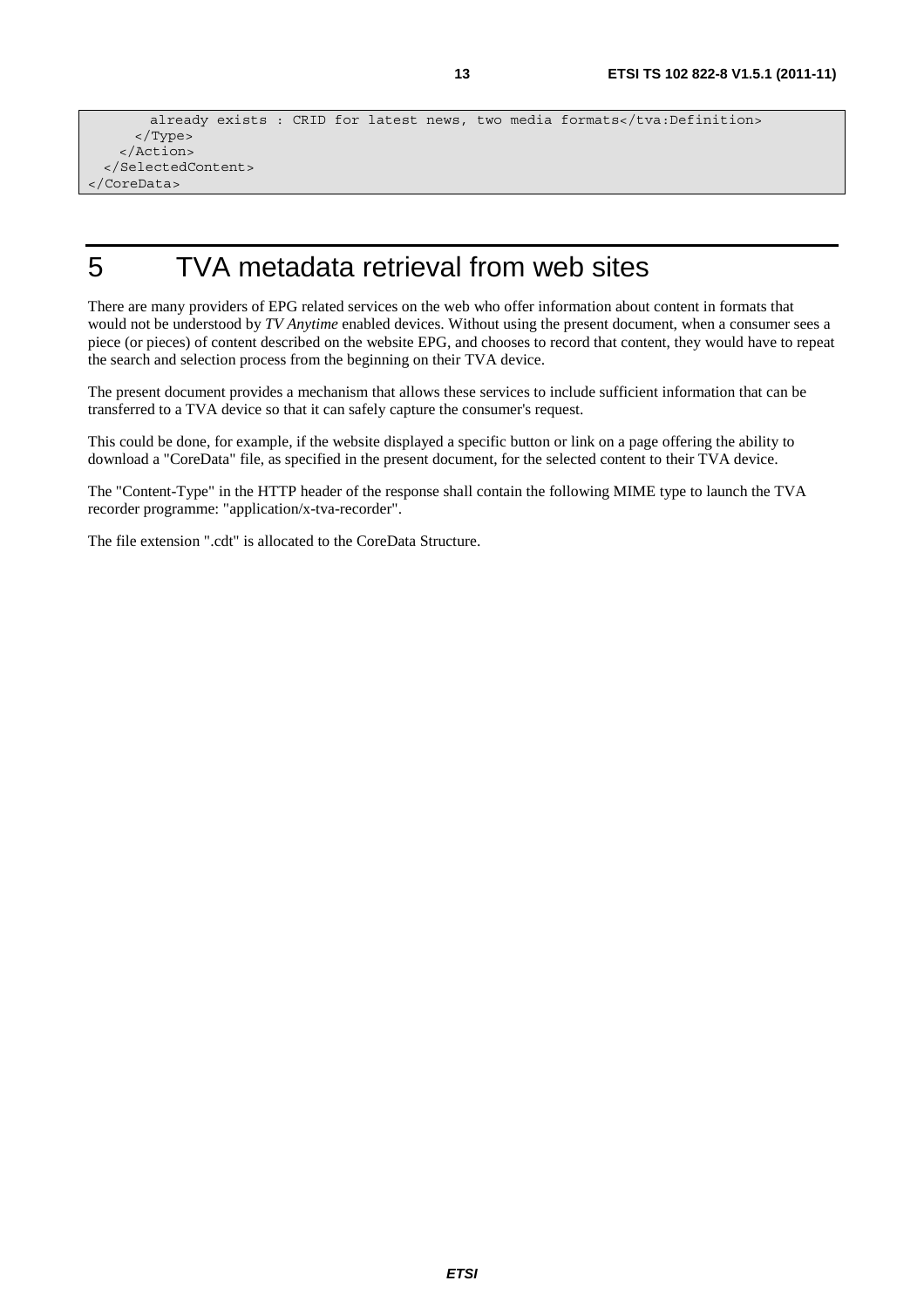```
        already exists : CRID for latest news, two media formats</tva:Definition>
      </Type>
    </Action>
  </SelectedContent>
</CoreData>
```

# 5 TVA metadata retrieval from web sites

There are many providers of EPG related services on the web who offer information about content in formats that would not be understood by *TV Anytime* enabled devices. Without using the present document, when a consumer sees a piece (or pieces) of content described on the website EPG, and chooses to record that content, they would have to repeat the search and selection process from the beginning on their TVA device.

The present document provides a mechanism that allows these services to include sufficient information that can be transferred to a TVA device so that it can safely capture the consumer's request.

This could be done, for example, if the website displayed a specific button or link on a page offering the ability to download a "CoreData" file, as specified in the present document, for the selected content to their TVA device.

The "Content-Type" in the HTTP header of the response shall contain the following MIME type to launch the TVA recorder programme: "application/x-tva-recorder".

The file extension ".cdt" is allocated to the CoreData Structure.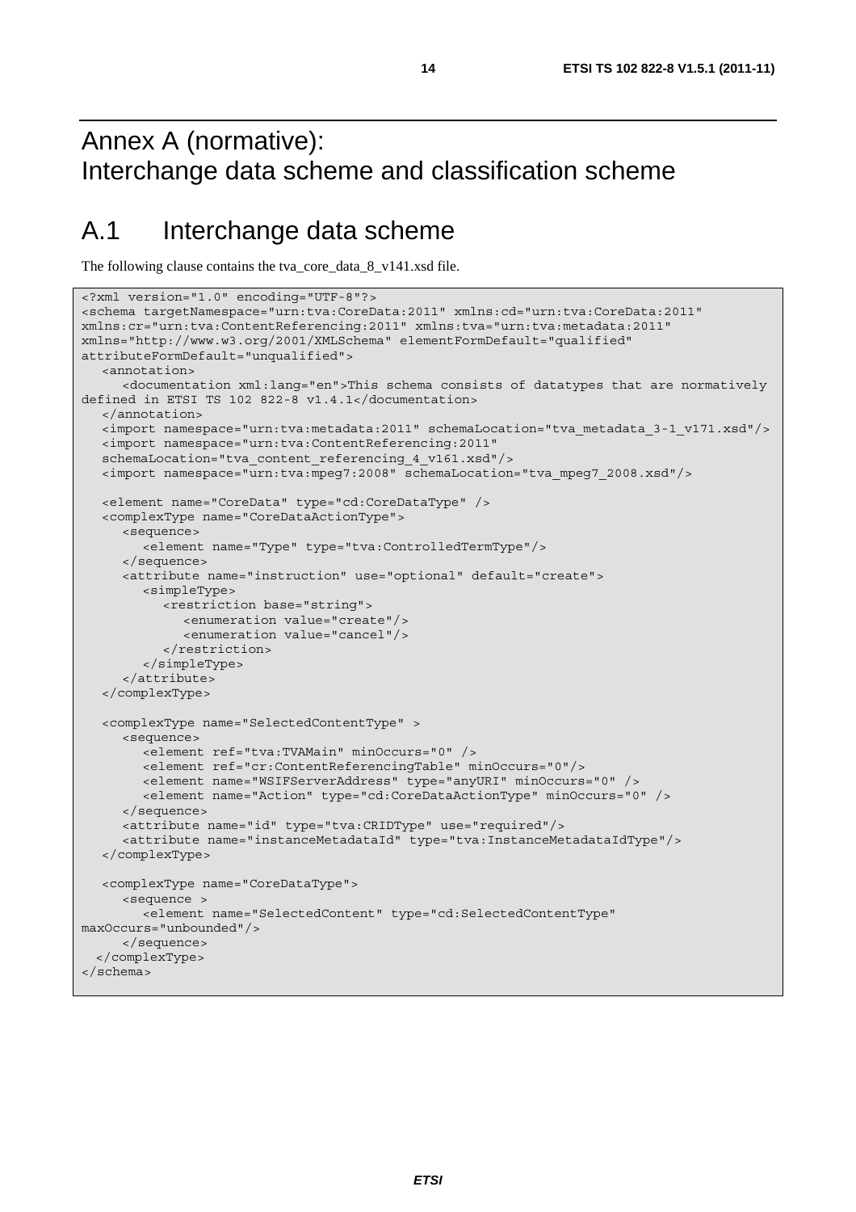# Annex A (normative): Interchange data scheme and classification scheme

## A.1 Interchange data scheme

The following clause contains the tva_core_data_8_v141.xsd file.

```
<?xml version="1.0" encoding="UTF-8"?>
<schema targetNamespace="urn:tva:CoreData:2011" xmlns:cd="urn:tva:CoreData:2011"
xmlns:cr="urn:tva:ContentReferencing:2011" xmlns:tva="urn:tva:metadata:2011"
xmlns="http://www.w3.org/2001/XMLSchema" elementFormDefault="qualified"
attributeFormDefault="unqualified">
   <annotation>
      <documentation xml:lang="en">This schema consists of datatypes that are normatively
defined in ETSI TS 102 822-8 v1.4.1</documentation>
   </annotation>
   <import namespace="urn:tva:metadata:2011" schemaLocation="tva_metadata_3-1_v171.xsd"/>
   <import namespace="urn:tva:ContentReferencing:2011"
   schemaLocation="tva_content_referencing_4_v161.xsd"/>
   <import namespace="urn:tva:mpeg7:2008" schemaLocation="tva_mpeg7_2008.xsd"/>

   <element name="CoreData" type="cd:CoreDataType" />
   <complexType name="CoreDataActionType">
      <sequence>
         <element name="Type" type="tva:ControlledTermType"/>
      </sequence>
      <attribute name="instruction" use="optional" default="create">
         <simpleType>
            <restriction base="string">
               <enumeration value="create"/>
               <enumeration value="cancel"/>
            </restriction>
         </simpleType>
      </attribute>
   </complexType>

   <complexType name="SelectedContentType" >
      <sequence>
         <element ref="tva:TVAMain" minOccurs="0" />
         <element ref="cr:ContentReferencingTable" minOccurs="0"/>
         <element name="WSIFServerAddress" type="anyURI" minOccurs="0" />
         <element name="Action" type="cd:CoreDataActionType" minOccurs="0" />
      </sequence>
      <attribute name="id" type="tva:CRIDType" use="required"/>
      <attribute name="instanceMetadataId" type="tva:InstanceMetadataIdType"/>
   </complexType>

   <complexType name="CoreDataType">
      <sequence >
         <element name="SelectedContent" type="cd:SelectedContentType"
maxOccurs="unbounded"/>
      </sequence>
  </complexType>
</schema>
```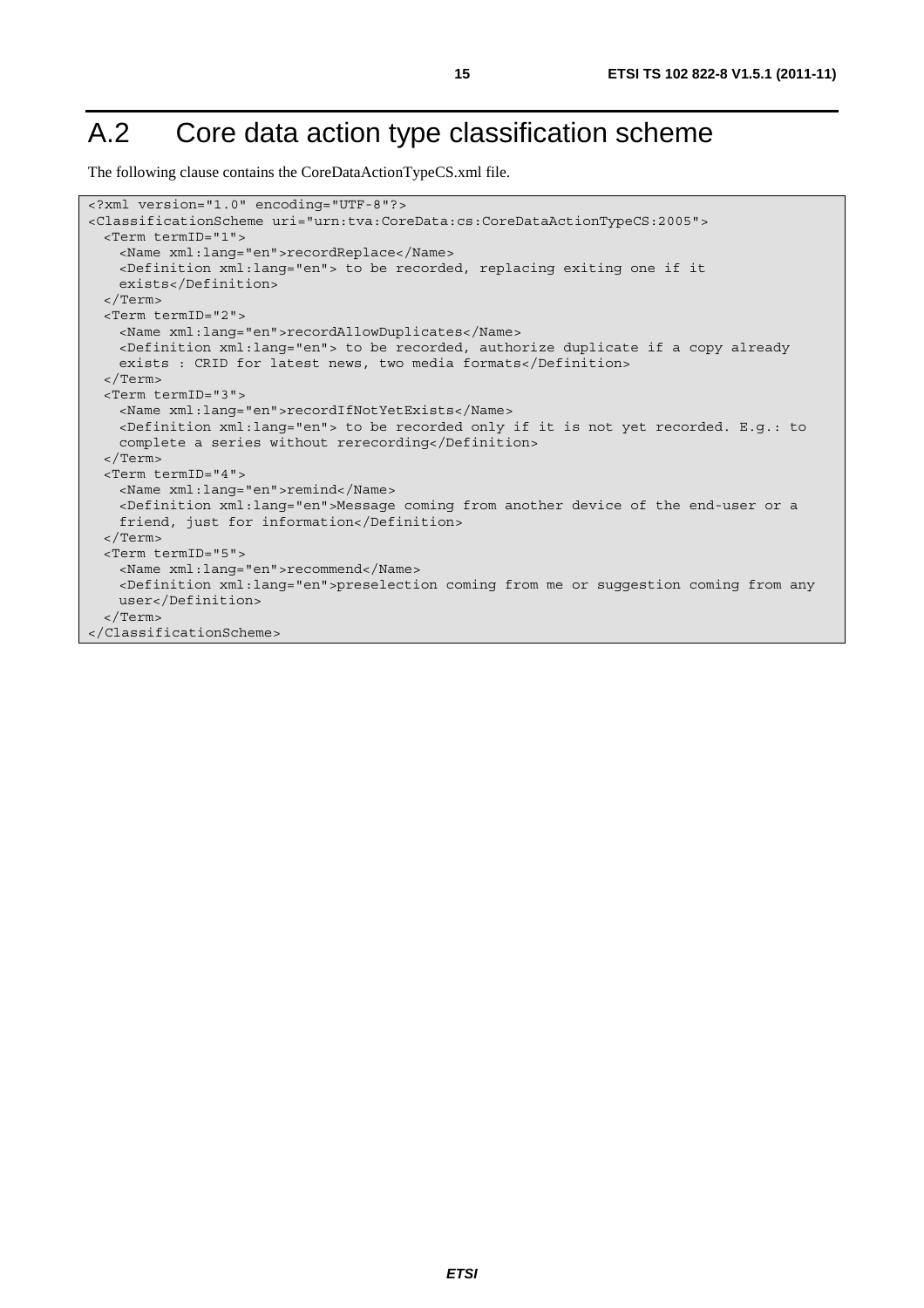# A.2 Core data action type classification scheme

The following clause contains the CoreDataActionTypeCS.xml file.

```
<?xml version="1.0" encoding="UTF-8"?>
<ClassificationScheme uri="urn:tva:CoreData:cs:CoreDataActionTypeCS:2005">
  <Term termID="1">
    <Name xml:lang="en">recordReplace</Name>
    <Definition xml:lang="en"> to be recorded, replacing exiting one if it
    exists</Definition>
  </Term>
  <Term termID="2">
    <Name xml:lang="en">recordAllowDuplicates</Name>
    <Definition xml:lang="en"> to be recorded, authorize duplicate if a copy already
    exists : CRID for latest news, two media formats</Definition>
  </Term>
  <Term termID="3">
    <Name xml:lang="en">recordIfNotYetExists</Name>
    <Definition xml:lang="en"> to be recorded only if it is not yet recorded. E.g.: to
    complete a series without rerecording</Definition>
  </Term>
  <Term termID="4">
    <Name xml:lang="en">remind</Name>
    <Definition xml:lang="en">Message coming from another device of the end-user or a
    friend, just for information</Definition>
  </Term>
  <Term termID="5">
    <Name xml:lang="en">recommend</Name>
    <Definition xml:lang="en">preselection coming from me or suggestion coming from any
    user</Definition>
  </Term>
</ClassificationScheme>
```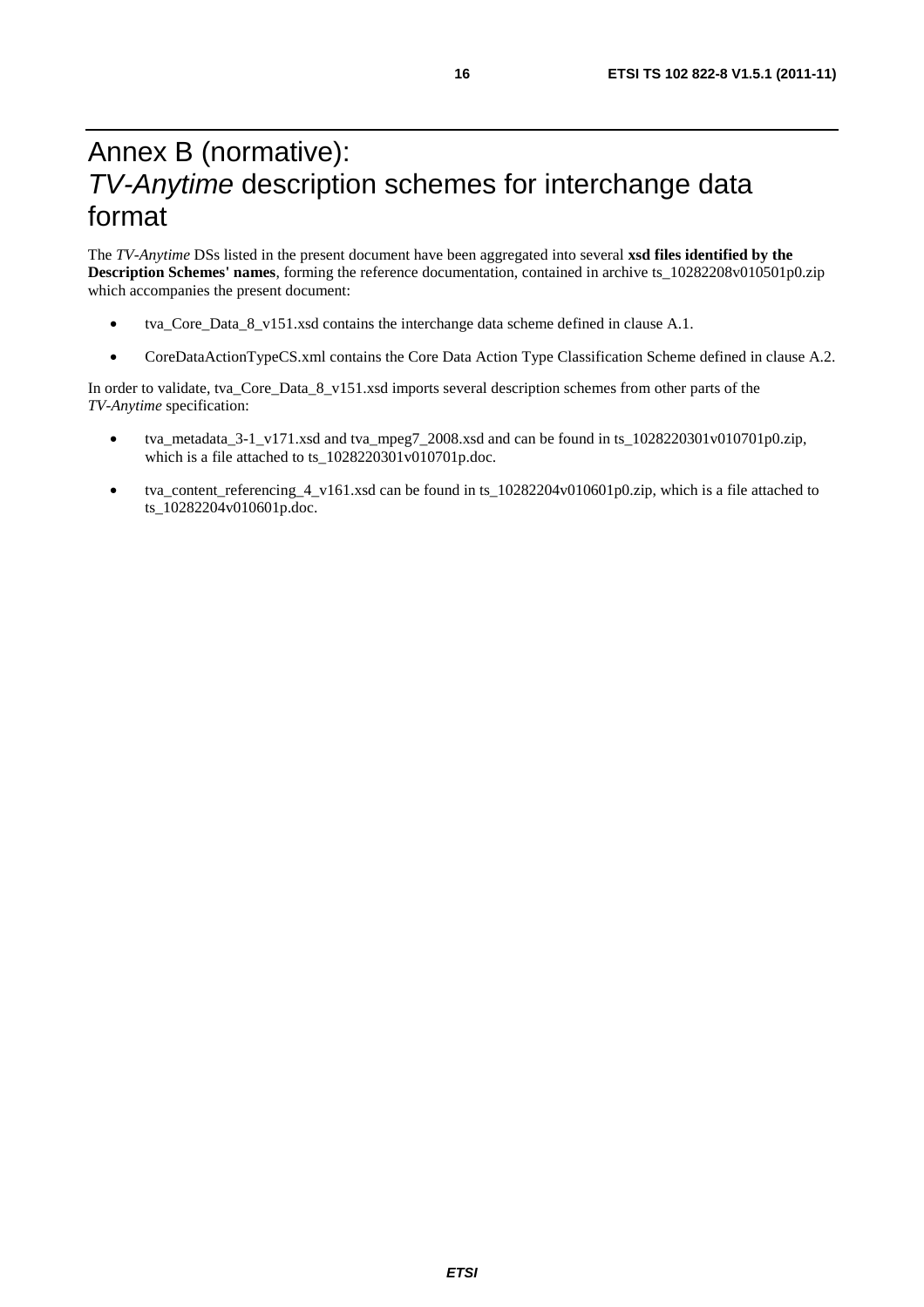# Annex B (normative): *TV-Anytime* description schemes for interchange data format

The *TV-Anytime* DSs listed in the present document have been aggregated into several **xsd files identified by the Description Schemes' names**, forming the reference documentation, contained in archive ts_10282208v010501p0.zip which accompanies the present document:

- tva_Core_Data_8_v151.xsd contains the interchange data scheme defined in clause A.1.
- CoreDataActionTypeCS.xml contains the Core Data Action Type Classification Scheme defined in clause A.2.

In order to validate, tva_Core_Data_8_v151.xsd imports several description schemes from other parts of the *TV-Anytime* specification:

- tva_metadata_3-1_v171.xsd and tva_mpeg7_2008.xsd and can be found in ts_1028220301v010701p0.zip, which is a file attached to ts_1028220301v010701p.doc.
- tva_content_referencing_4_v161.xsd can be found in ts_10282204v010601p0.zip, which is a file attached to ts_10282204v010601p.doc.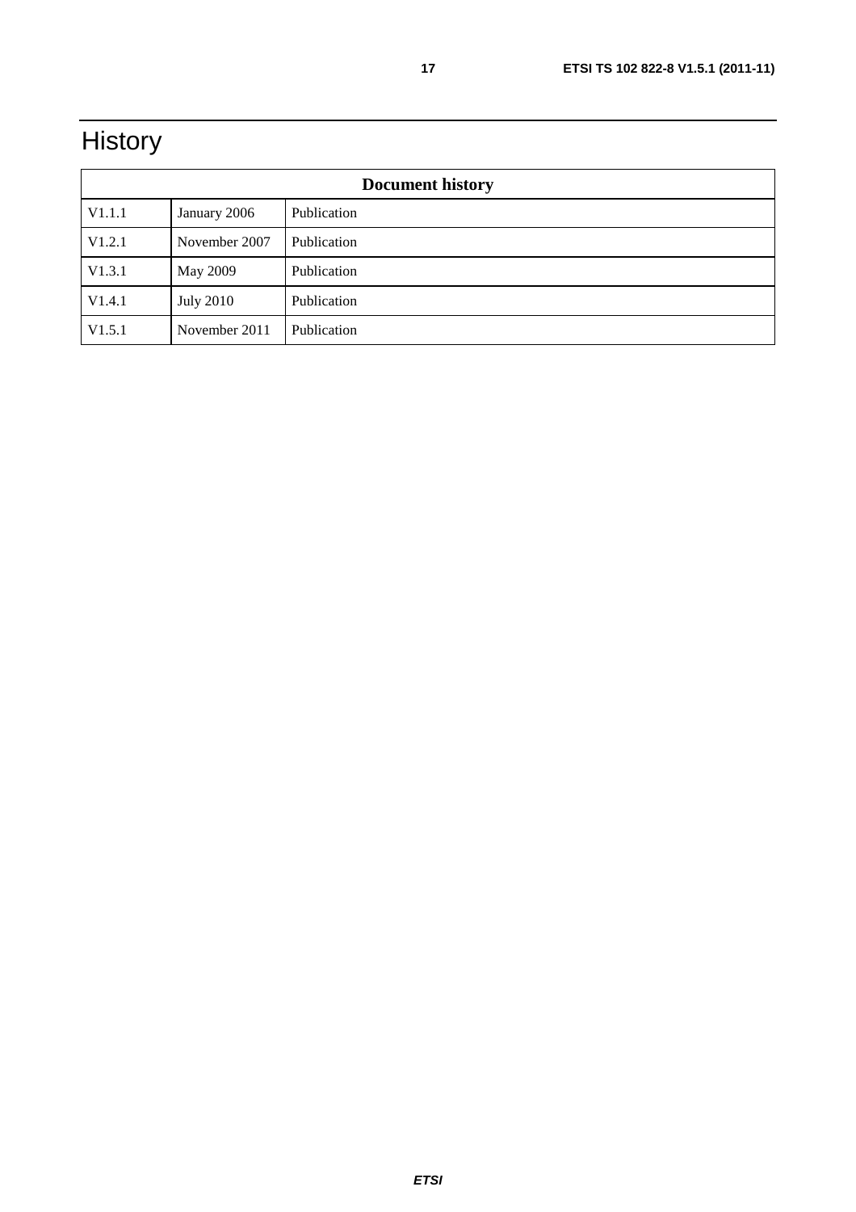# History

| Document history | | |
|---|---|---|
| V1.1.1 | January 2006 | Publication |
| V1.2.1 | November 2007 | Publication |
| V1.3.1 | May 2009 | Publication |
| V1.4.1 | July 2010 | Publication |
| V1.5.1 | November 2011 | Publication |